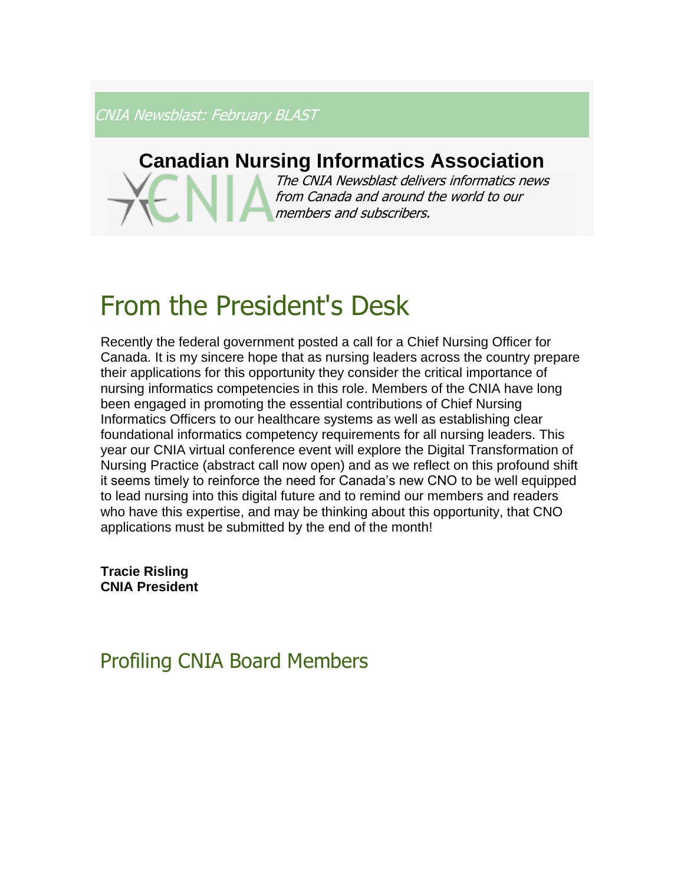*CNIA Newsblast: February BLAST*

## Canadian Nursing Informatics Association

*The CNIA Newsblast delivers informatics news from Canada and around the world to our members and subscribers.*

# From the President's Desk

Recently the federal government posted a call for a Chief Nursing Officer for Canada. It is my sincere hope that as nursing leaders across the country prepare their applications for this opportunity they consider the critical importance of nursing informatics competencies in this role. Members of the CNIA have long been engaged in promoting the essential contributions of Chief Nursing Informatics Officers to our healthcare systems as well as establishing clear foundational informatics competency requirements for all nursing leaders. This year our CNIA virtual conference event will explore the Digital Transformation of Nursing Practice (abstract call now open) and as we reflect on this profound shift it seems timely to reinforce the need for Canada's new CNO to be well equipped to lead nursing into this digital future and to remind our members and readers who have this expertise, and may be thinking about this opportunity, that CNO applications must be submitted by the end of the month!

**Tracie Risling**
**CNIA President**

## Profiling CNIA Board Members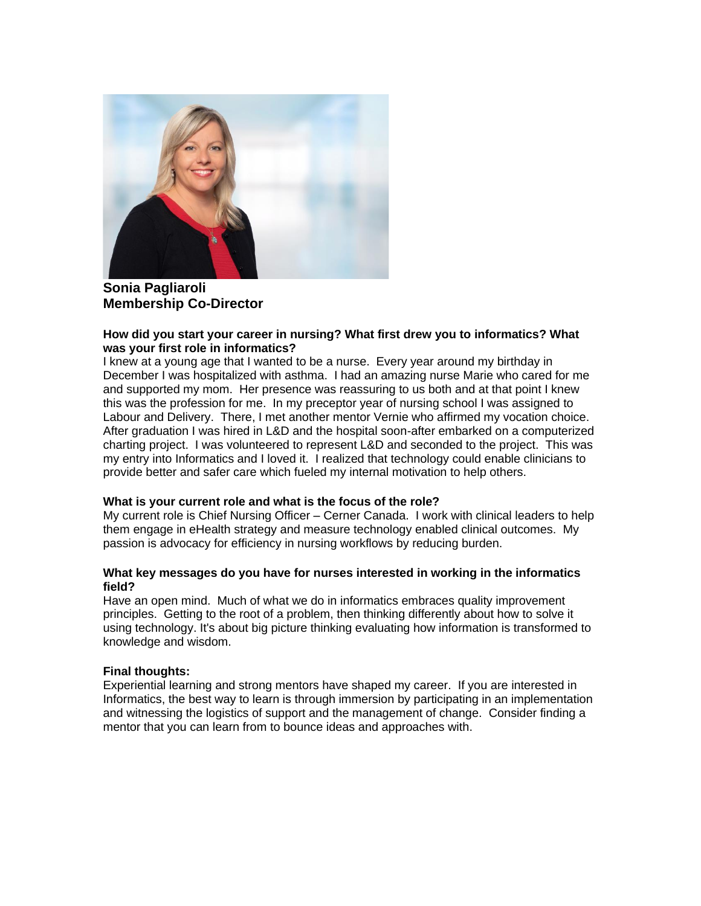**Sonia Pagliaroli**
**Membership Co-Director**

**How did you start your career in nursing? What first drew you to informatics? What was your first role in informatics?**

I knew at a young age that I wanted to be a nurse. Every year around my birthday in December I was hospitalized with asthma. I had an amazing nurse Marie who cared for me and supported my mom. Her presence was reassuring to us both and at that point I knew this was the profession for me. In my preceptor year of nursing school I was assigned to Labour and Delivery. There, I met another mentor Vernie who affirmed my vocation choice. After graduation I was hired in L&D and the hospital soon-after embarked on a computerized charting project. I was volunteered to represent L&D and seconded to the project. This was my entry into Informatics and I loved it. I realized that technology could enable clinicians to provide better and safer care which fueled my internal motivation to help others.

**What is your current role and what is the focus of the role?**

My current role is Chief Nursing Officer – Cerner Canada. I work with clinical leaders to help them engage in eHealth strategy and measure technology enabled clinical outcomes. My passion is advocacy for efficiency in nursing workflows by reducing burden.

**What key messages do you have for nurses interested in working in the informatics field?**

Have an open mind. Much of what we do in informatics embraces quality improvement principles. Getting to the root of a problem, then thinking differently about how to solve it using technology. It's about big picture thinking evaluating how information is transformed to knowledge and wisdom.

**Final thoughts:**

Experiential learning and strong mentors have shaped my career. If you are interested in Informatics, the best way to learn is through immersion by participating in an implementation and witnessing the logistics of support and the management of change. Consider finding a mentor that you can learn from to bounce ideas and approaches with.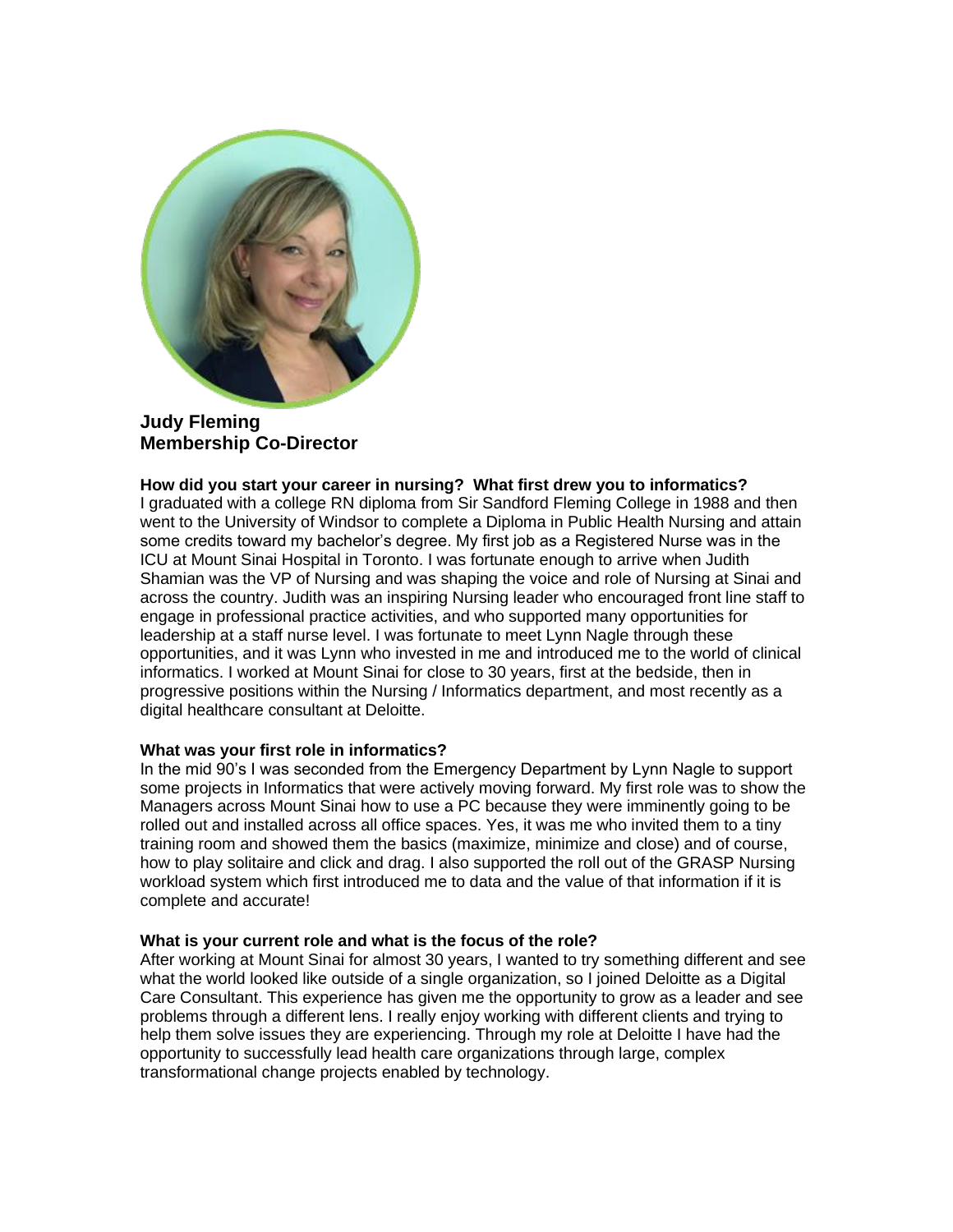**Judy Fleming**
**Membership Co-Director**

**How did you start your career in nursing? What first drew you to informatics?**

I graduated with a college RN diploma from Sir Sandford Fleming College in 1988 and then went to the University of Windsor to complete a Diploma in Public Health Nursing and attain some credits toward my bachelor's degree. My first job as a Registered Nurse was in the ICU at Mount Sinai Hospital in Toronto. I was fortunate enough to arrive when Judith Shamian was the VP of Nursing and was shaping the voice and role of Nursing at Sinai and across the country. Judith was an inspiring Nursing leader who encouraged front line staff to engage in professional practice activities, and who supported many opportunities for leadership at a staff nurse level. I was fortunate to meet Lynn Nagle through these opportunities, and it was Lynn who invested in me and introduced me to the world of clinical informatics. I worked at Mount Sinai for close to 30 years, first at the bedside, then in progressive positions within the Nursing / Informatics department, and most recently as a digital healthcare consultant at Deloitte.

**What was your first role in informatics?**

In the mid 90's I was seconded from the Emergency Department by Lynn Nagle to support some projects in Informatics that were actively moving forward. My first role was to show the Managers across Mount Sinai how to use a PC because they were imminently going to be rolled out and installed across all office spaces. Yes, it was me who invited them to a tiny training room and showed them the basics (maximize, minimize and close) and of course, how to play solitaire and click and drag. I also supported the roll out of the GRASP Nursing workload system which first introduced me to data and the value of that information if it is complete and accurate!

**What is your current role and what is the focus of the role?**

After working at Mount Sinai for almost 30 years, I wanted to try something different and see what the world looked like outside of a single organization, so I joined Deloitte as a Digital Care Consultant. This experience has given me the opportunity to grow as a leader and see problems through a different lens. I really enjoy working with different clients and trying to help them solve issues they are experiencing. Through my role at Deloitte I have had the opportunity to successfully lead health care organizations through large, complex transformational change projects enabled by technology.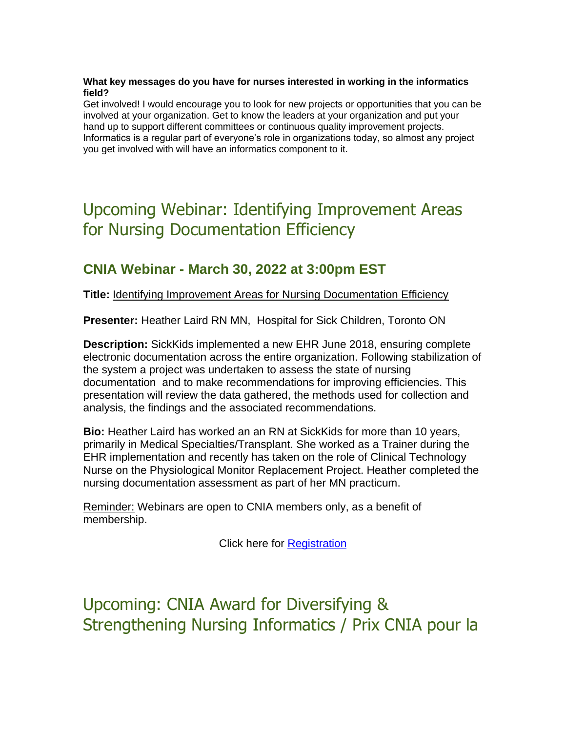**What key messages do you have for nurses interested in working in the informatics field?**

Get involved! I would encourage you to look for new projects or opportunities that you can be involved at your organization. Get to know the leaders at your organization and put your hand up to support different committees or continuous quality improvement projects. Informatics is a regular part of everyone's role in organizations today, so almost any project you get involved with will have an informatics component to it.

# Upcoming Webinar: Identifying Improvement Areas for Nursing Documentation Efficiency

## CNIA Webinar - March 30, 2022 at 3:00pm EST

**Title:** Identifying Improvement Areas for Nursing Documentation Efficiency

**Presenter:** Heather Laird RN MN, Hospital for Sick Children, Toronto ON

**Description:** SickKids implemented a new EHR June 2018, ensuring complete electronic documentation across the entire organization. Following stabilization of the system a project was undertaken to assess the state of nursing documentation and to make recommendations for improving efficiencies. This presentation will review the data gathered, the methods used for collection and analysis, the findings and the associated recommendations.

**Bio:** Heather Laird has worked an an RN at SickKids for more than 10 years, primarily in Medical Specialties/Transplant. She worked as a Trainer during the EHR implementation and recently has taken on the role of Clinical Technology Nurse on the Physiological Monitor Replacement Project. Heather completed the nursing documentation assessment as part of her MN practicum.

Reminder: Webinars are open to CNIA members only, as a benefit of membership.

Click here for Registration

# Upcoming: CNIA Award for Diversifying & Strengthening Nursing Informatics / Prix CNIA pour la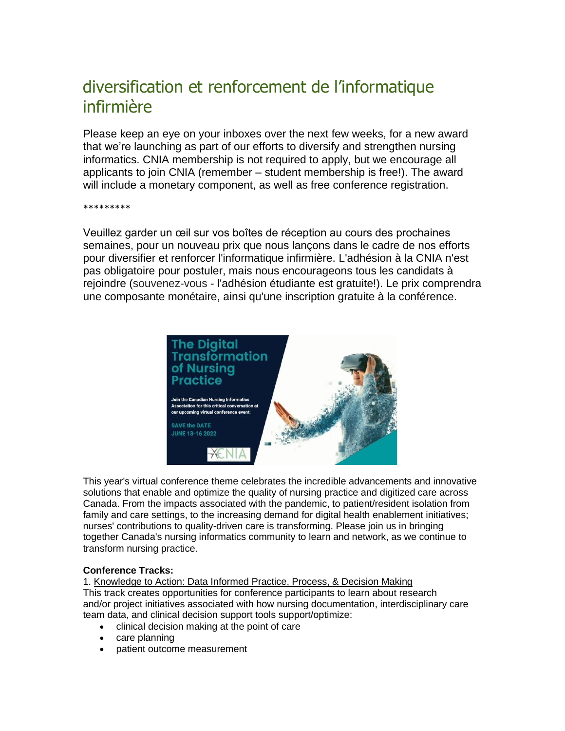## diversification et renforcement de l'informatique infirmière

Please keep an eye on your inboxes over the next few weeks, for a new award that we're launching as part of our efforts to diversify and strengthen nursing informatics. CNIA membership is not required to apply, but we encourage all applicants to join CNIA (remember – student membership is free!). The award will include a monetary component, as well as free conference registration.

*********

Veuillez garder un œil sur vos boîtes de réception au cours des prochaines semaines, pour un nouveau prix que nous lançons dans le cadre de nos efforts pour diversifier et renforcer l'informatique infirmière. L'adhésion à la CNIA n'est pas obligatoire pour postuler, mais nous encourageons tous les candidats à rejoindre (souvenez-vous - l'adhésion étudiante est gratuite!). Le prix comprendra une composante monétaire, ainsi qu'une inscription gratuite à la conférence.

This year's virtual conference theme celebrates the incredible advancements and innovative solutions that enable and optimize the quality of nursing practice and digitized care across Canada. From the impacts associated with the pandemic, to patient/resident isolation from family and care settings, to the increasing demand for digital health enablement initiatives; nurses' contributions to quality-driven care is transforming. Please join us in bringing together Canada's nursing informatics community to learn and network, as we continue to transform nursing practice.

**Conference Tracks:**

1. Knowledge to Action: Data Informed Practice, Process, & Decision Making

This track creates opportunities for conference participants to learn about research and/or project initiatives associated with how nursing documentation, interdisciplinary care team data, and clinical decision support tools support/optimize:

- clinical decision making at the point of care
- care planning
- patient outcome measurement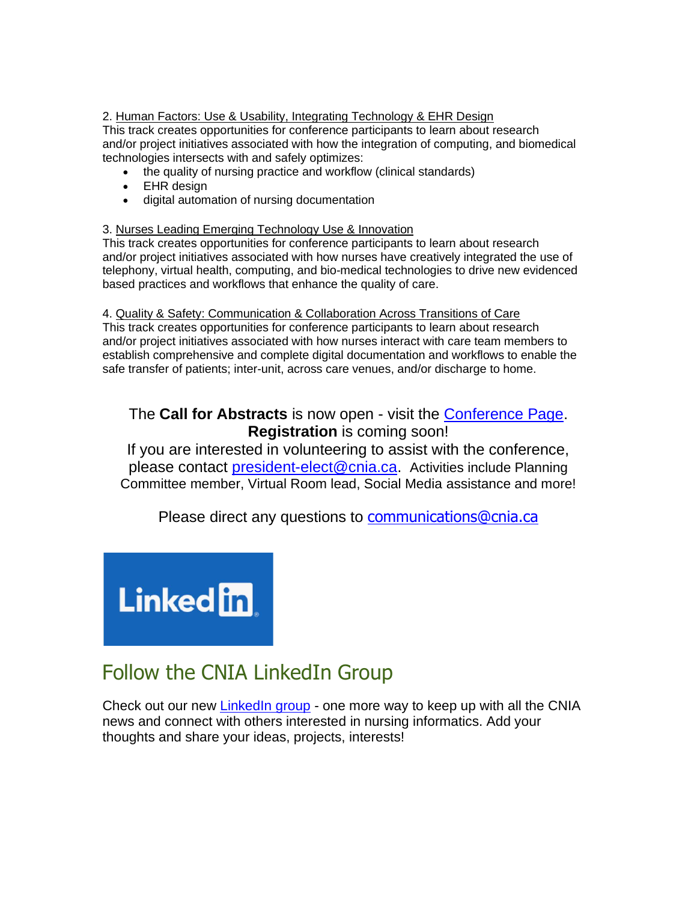2. Human Factors: Use & Usability, Integrating Technology & EHR Design

This track creates opportunities for conference participants to learn about research and/or project initiatives associated with how the integration of computing, and biomedical technologies intersects with and safely optimizes:

- the quality of nursing practice and workflow (clinical standards)
- EHR design
- digital automation of nursing documentation

3. Nurses Leading Emerging Technology Use & Innovation

This track creates opportunities for conference participants to learn about research and/or project initiatives associated with how nurses have creatively integrated the use of telephony, virtual health, computing, and bio-medical technologies to drive new evidenced based practices and workflows that enhance the quality of care.

4. Quality & Safety: Communication & Collaboration Across Transitions of Care

This track creates opportunities for conference participants to learn about research and/or project initiatives associated with how nurses interact with care team members to establish comprehensive and complete digital documentation and workflows to enable the safe transfer of patients; inter-unit, across care venues, and/or discharge to home.

The **Call for Abstracts** is now open - visit the Conference Page.
**Registration** is coming soon!
If you are interested in volunteering to assist with the conference, please contact president-elect@cnia.ca. Activities include Planning Committee member, Virtual Room lead, Social Media assistance and more!

Please direct any questions to communications@cnia.ca

## Follow the CNIA LinkedIn Group

Check out our new LinkedIn group - one more way to keep up with all the CNIA news and connect with others interested in nursing informatics. Add your thoughts and share your ideas, projects, interests!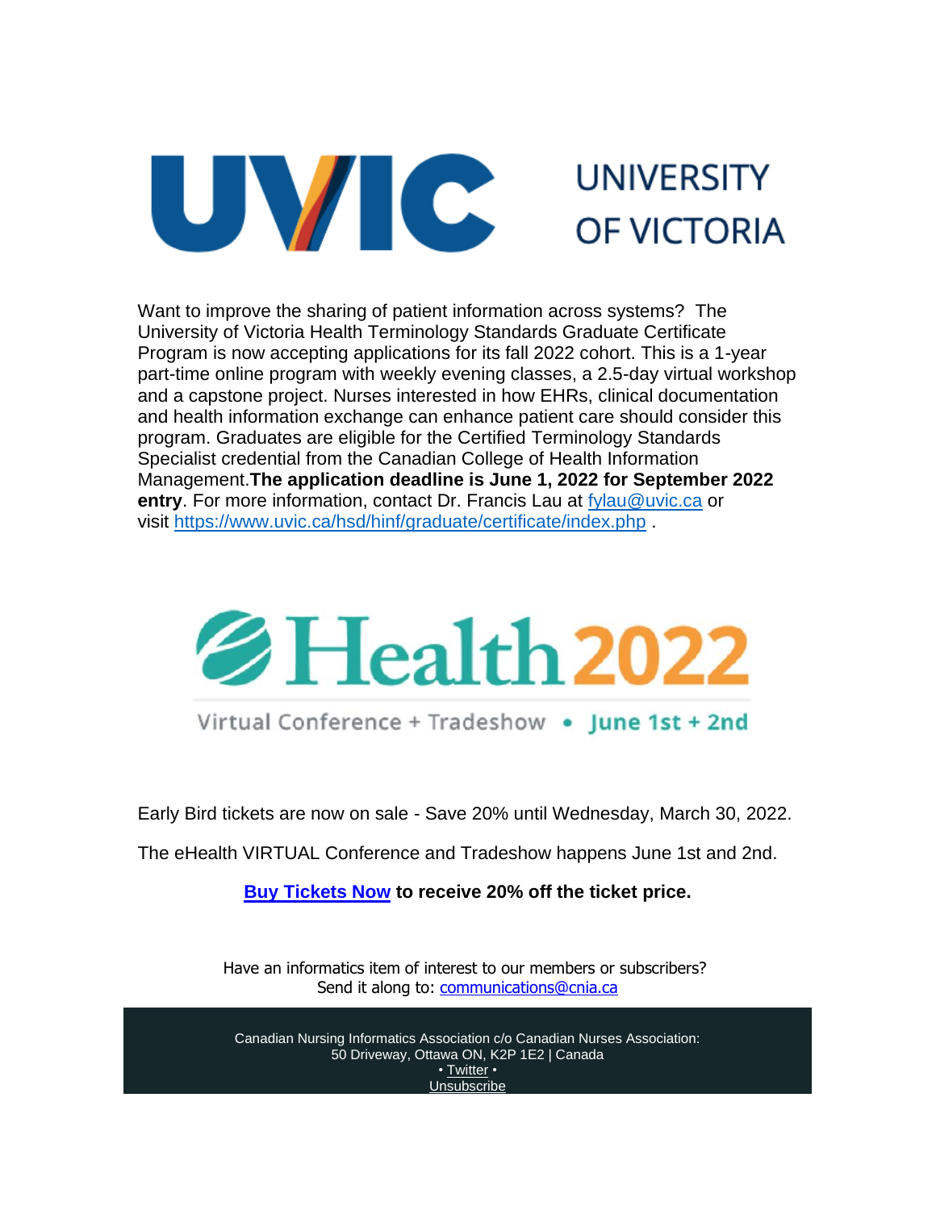UVIC UNIVERSITY OF VICTORIA

Want to improve the sharing of patient information across systems? The University of Victoria Health Terminology Standards Graduate Certificate Program is now accepting applications for its fall 2022 cohort. This is a 1-year part-time online program with weekly evening classes, a 2.5-day virtual workshop and a capstone project. Nurses interested in how EHRs, clinical documentation and health information exchange can enhance patient care should consider this program. Graduates are eligible for the Certified Terminology Standards Specialist credential from the Canadian College of Health Information Management.**The application deadline is June 1, 2022 for September 2022 entry**. For more information, contact Dr. Francis Lau at [fylau@uvic.ca](mailto:fylau@uvic.ca) or visit [https://www.uvic.ca/hsd/hinf/graduate/certificate/index.php](https://www.uvic.ca/hsd/hinf/graduate/certificate/index.php) .

eHealth 2022

Virtual Conference + Tradeshow • June 1st + 2nd

Early Bird tickets are now on sale - Save 20% until Wednesday, March 30, 2022.

The eHealth VIRTUAL Conference and Tradeshow happens June 1st and 2nd.

**Buy Tickets Now to receive 20% off the ticket price.**

Have an informatics item of interest to our members or subscribers?
Send it along to: [communications@cnia.ca](mailto:communications@cnia.ca)

Canadian Nursing Informatics Association c/o Canadian Nurses Association:
50 Driveway, Ottawa ON, K2P 1E2 | Canada
• Twitter •
Unsubscribe